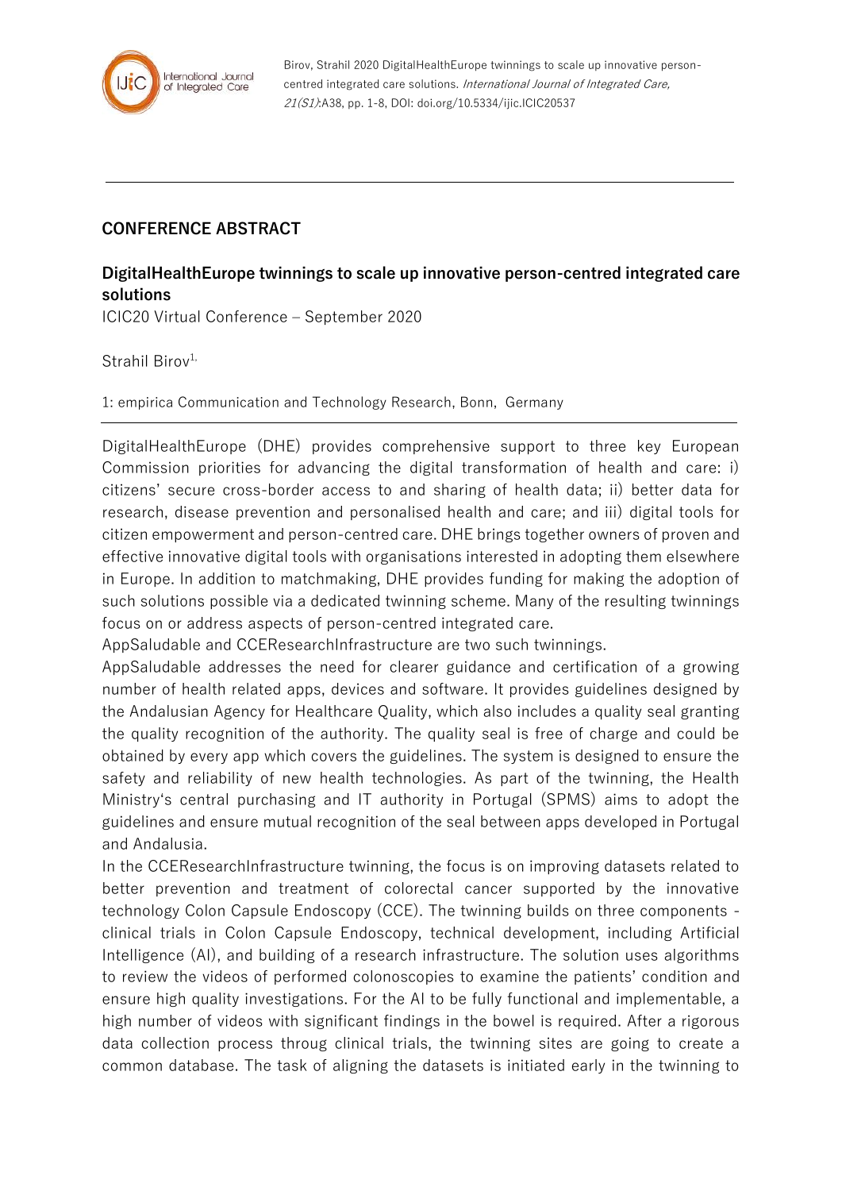## CONFERENCE ABSTRACT

### DigitalHealthEurope twinnings to scale up innovative person-centred integrated care solutions

ICIC20 Virtual Conference – September 2020

Strahil Birov[1,]

1: empirica Communication and Technology Research, Bonn, Germany

---

DigitalHealthEurope (DHE) provides comprehensive support to three key European Commission priorities for advancing the digital transformation of health and care: i) citizens' secure cross-border access to and sharing of health data; ii) better data for research, disease prevention and personalised health and care; and iii) digital tools for citizen empowerment and person-centred care. DHE brings together owners of proven and effective innovative digital tools with organisations interested in adopting them elsewhere in Europe. In addition to matchmaking, DHE provides funding for making the adoption of such solutions possible via a dedicated twinning scheme. Many of the resulting twinnings focus on or address aspects of person-centred integrated care.

AppSaludable and CCEResearchInfrastructure are two such twinnings.

AppSaludable addresses the need for clearer guidance and certification of a growing number of health related apps, devices and software. It provides guidelines designed by the Andalusian Agency for Healthcare Quality, which also includes a quality seal granting the quality recognition of the authority. The quality seal is free of charge and could be obtained by every app which covers the guidelines. The system is designed to ensure the safety and reliability of new health technologies. As part of the twinning, the Health Ministry's central purchasing and IT authority in Portugal (SPMS) aims to adopt the guidelines and ensure mutual recognition of the seal between apps developed in Portugal and Andalusia.

In the CCEResearchInfrastructure twinning, the focus is on improving datasets related to better prevention and treatment of colorectal cancer supported by the innovative technology Colon Capsule Endoscopy (CCE). The twinning builds on three components - clinical trials in Colon Capsule Endoscopy, technical development, including Artificial Intelligence (AI), and building of a research infrastructure. The solution uses algorithms to review the videos of performed colonoscopies to examine the patients' condition and ensure high quality investigations. For the AI to be fully functional and implementable, a high number of videos with significant findings in the bowel is required. After a rigorous data collection process throug clinical trials, the twinning sites are going to create a common database. The task of aligning the datasets is initiated early in the twinning to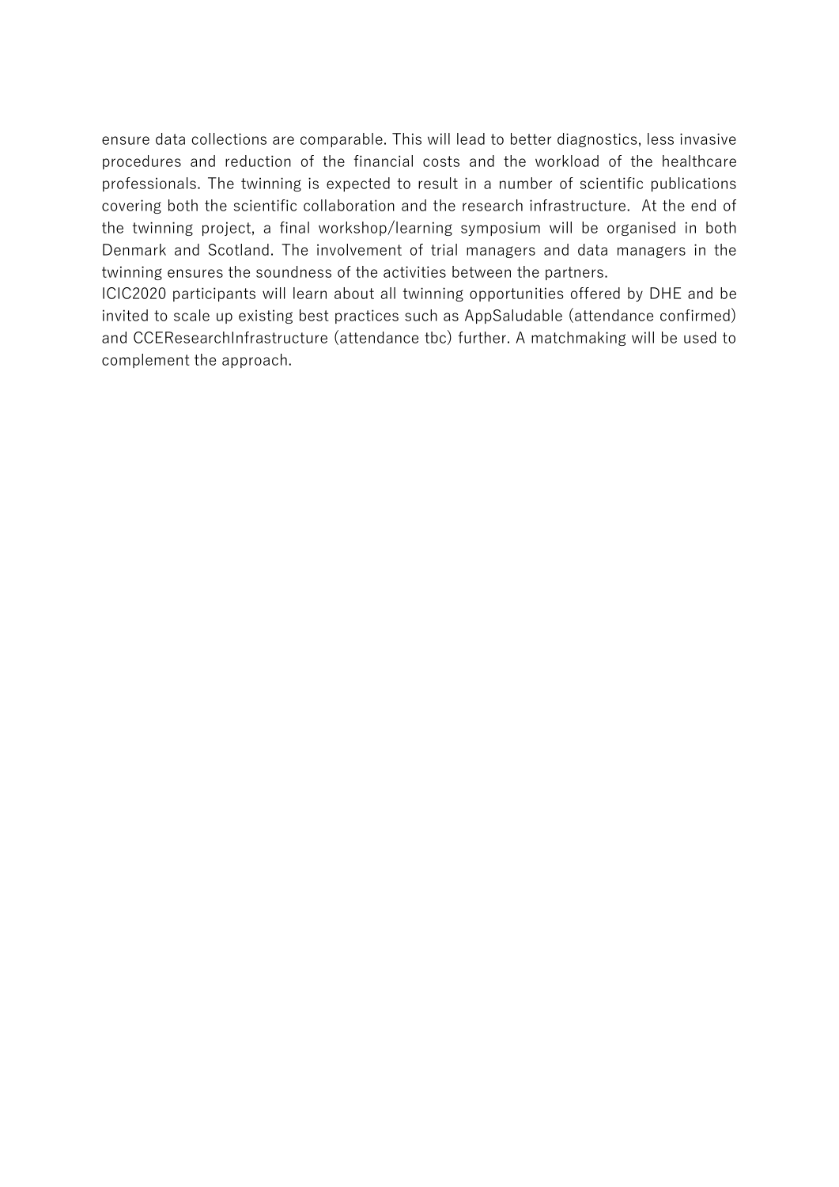ensure data collections are comparable. This will lead to better diagnostics, less invasive procedures and reduction of the financial costs and the workload of the healthcare professionals. The twinning is expected to result in a number of scientific publications covering both the scientific collaboration and the research infrastructure. At the end of the twinning project, a final workshop/learning symposium will be organised in both Denmark and Scotland. The involvement of trial managers and data managers in the twinning ensures the soundness of the activities between the partners.

ICIC2020 participants will learn about all twinning opportunities offered by DHE and be invited to scale up existing best practices such as AppSaludable (attendance confirmed) and CCEResearchInfrastructure (attendance tbc) further. A matchmaking will be used to complement the approach.